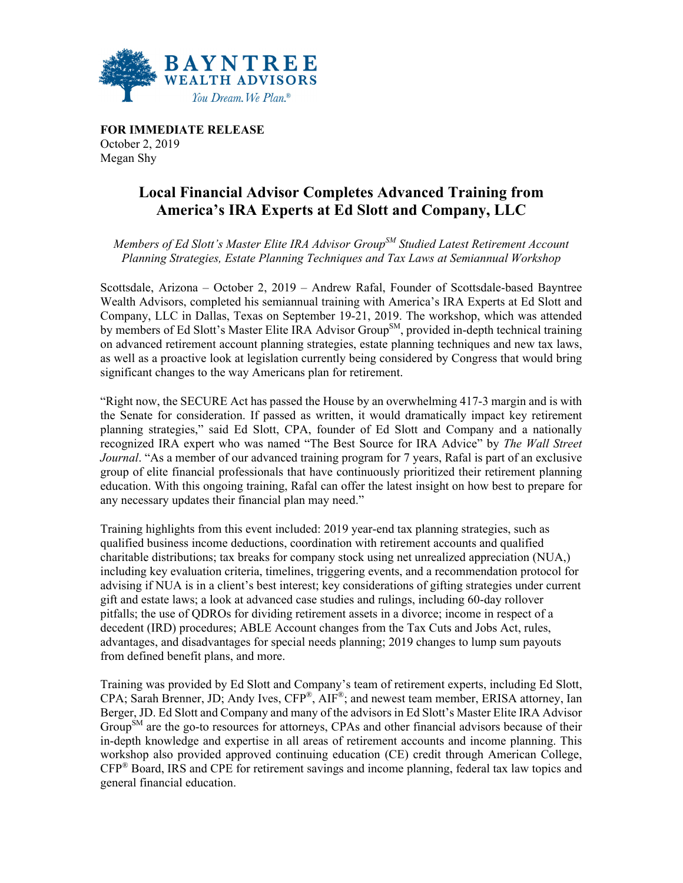**BAYNTREE WEALTH ADVISORS**
*You Dream. We Plan.®*

**FOR IMMEDIATE RELEASE**
October 2, 2019
Megan Shy

# Local Financial Advisor Completes Advanced Training from America's IRA Experts at Ed Slott and Company, LLC

*Members of Ed Slott's Master Elite IRA Advisor Group℠ Studied Latest Retirement Account Planning Strategies, Estate Planning Techniques and Tax Laws at Semiannual Workshop*

Scottsdale, Arizona – October 2, 2019 – Andrew Rafal, Founder of Scottsdale-based Bayntree Wealth Advisors, completed his semiannual training with America's IRA Experts at Ed Slott and Company, LLC in Dallas, Texas on September 19-21, 2019. The workshop, which was attended by members of Ed Slott's Master Elite IRA Advisor Group℠, provided in-depth technical training on advanced retirement account planning strategies, estate planning techniques and new tax laws, as well as a proactive look at legislation currently being considered by Congress that would bring significant changes to the way Americans plan for retirement.

"Right now, the SECURE Act has passed the House by an overwhelming 417-3 margin and is with the Senate for consideration. If passed as written, it would dramatically impact key retirement planning strategies," said Ed Slott, CPA, founder of Ed Slott and Company and a nationally recognized IRA expert who was named "The Best Source for IRA Advice" by *The Wall Street Journal*. "As a member of our advanced training program for 7 years, Rafal is part of an exclusive group of elite financial professionals that have continuously prioritized their retirement planning education. With this ongoing training, Rafal can offer the latest insight on how best to prepare for any necessary updates their financial plan may need."

Training highlights from this event included: 2019 year-end tax planning strategies, such as qualified business income deductions, coordination with retirement accounts and qualified charitable distributions; tax breaks for company stock using net unrealized appreciation (NUA,) including key evaluation criteria, timelines, triggering events, and a recommendation protocol for advising if NUA is in a client's best interest; key considerations of gifting strategies under current gift and estate laws; a look at advanced case studies and rulings, including 60-day rollover pitfalls; the use of QDROs for dividing retirement assets in a divorce; income in respect of a decedent (IRD) procedures; ABLE Account changes from the Tax Cuts and Jobs Act, rules, advantages, and disadvantages for special needs planning; 2019 changes to lump sum payouts from defined benefit plans, and more.

Training was provided by Ed Slott and Company's team of retirement experts, including Ed Slott, CPA; Sarah Brenner, JD; Andy Ives, CFP®, AIF®; and newest team member, ERISA attorney, Ian Berger, JD. Ed Slott and Company and many of the advisors in Ed Slott's Master Elite IRA Advisor Group℠ are the go-to resources for attorneys, CPAs and other financial advisors because of their in-depth knowledge and expertise in all areas of retirement accounts and income planning. This workshop also provided approved continuing education (CE) credit through American College, CFP® Board, IRS and CPE for retirement savings and income planning, federal tax law topics and general financial education.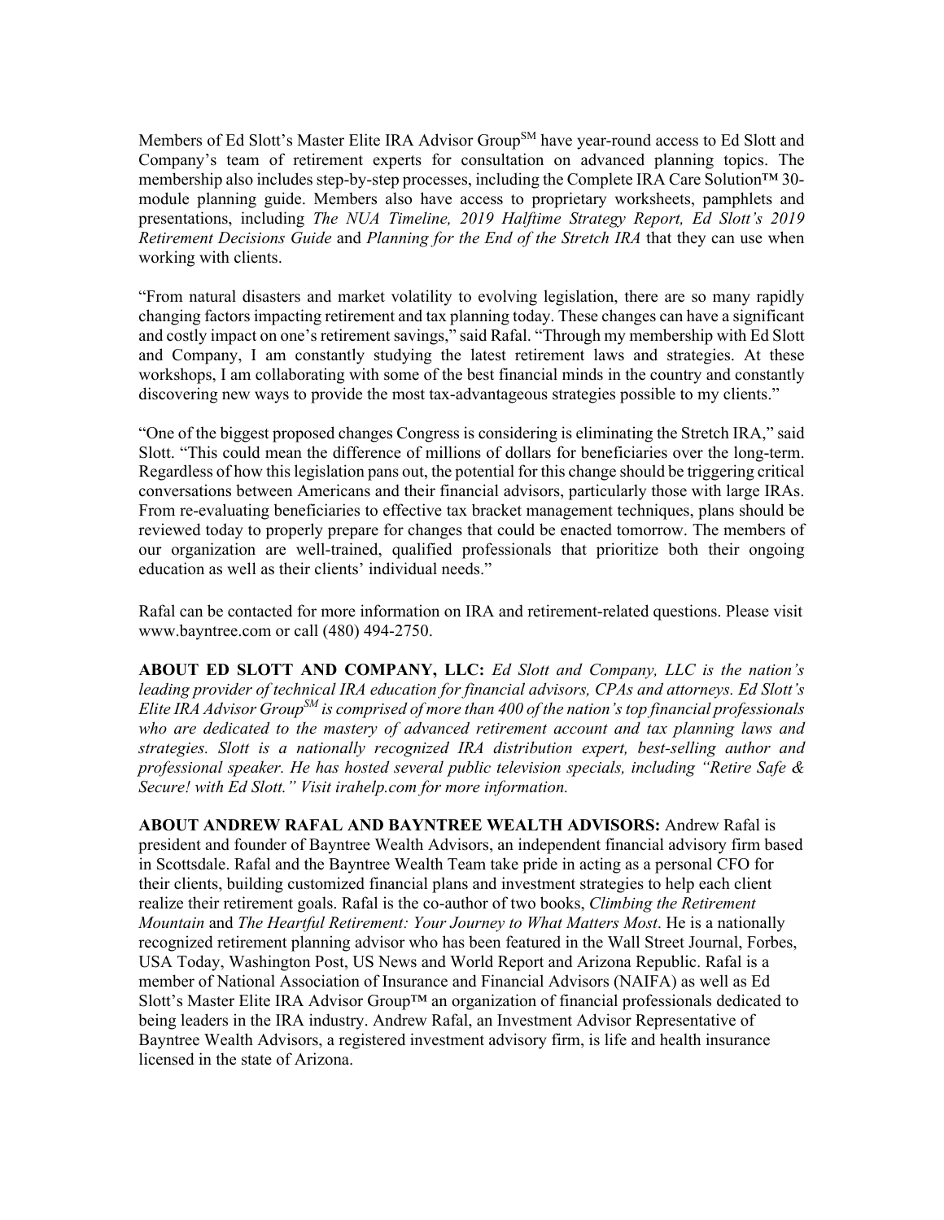Members of Ed Slott's Master Elite IRA Advisor Group[SM] have year-round access to Ed Slott and Company's team of retirement experts for consultation on advanced planning topics. The membership also includes step-by-step processes, including the Complete IRA Care Solution™ 30-module planning guide. Members also have access to proprietary worksheets, pamphlets and presentations, including *The NUA Timeline, 2019 Halftime Strategy Report, Ed Slott's 2019 Retirement Decisions Guide* and *Planning for the End of the Stretch IRA* that they can use when working with clients.

"From natural disasters and market volatility to evolving legislation, there are so many rapidly changing factors impacting retirement and tax planning today. These changes can have a significant and costly impact on one's retirement savings," said Rafal. "Through my membership with Ed Slott and Company, I am constantly studying the latest retirement laws and strategies. At these workshops, I am collaborating with some of the best financial minds in the country and constantly discovering new ways to provide the most tax-advantageous strategies possible to my clients."

"One of the biggest proposed changes Congress is considering is eliminating the Stretch IRA," said Slott. "This could mean the difference of millions of dollars for beneficiaries over the long-term. Regardless of how this legislation pans out, the potential for this change should be triggering critical conversations between Americans and their financial advisors, particularly those with large IRAs. From re-evaluating beneficiaries to effective tax bracket management techniques, plans should be reviewed today to properly prepare for changes that could be enacted tomorrow. The members of our organization are well-trained, qualified professionals that prioritize both their ongoing education as well as their clients' individual needs."

Rafal can be contacted for more information on IRA and retirement-related questions. Please visit www.bayntree.com or call (480) 494-2750.

**ABOUT ED SLOTT AND COMPANY, LLC:** *Ed Slott and Company, LLC is the nation's leading provider of technical IRA education for financial advisors, CPAs and attorneys. Ed Slott's Elite IRA Advisor Group[SM] is comprised of more than 400 of the nation's top financial professionals who are dedicated to the mastery of advanced retirement account and tax planning laws and strategies. Slott is a nationally recognized IRA distribution expert, best-selling author and professional speaker. He has hosted several public television specials, including "Retire Safe & Secure! with Ed Slott." Visit irahelp.com for more information.*

**ABOUT ANDREW RAFAL AND BAYNTREE WEALTH ADVISORS:** Andrew Rafal is president and founder of Bayntree Wealth Advisors, an independent financial advisory firm based in Scottsdale. Rafal and the Bayntree Wealth Team take pride in acting as a personal CFO for their clients, building customized financial plans and investment strategies to help each client realize their retirement goals. Rafal is the co-author of two books, *Climbing the Retirement Mountain* and *The Heartful Retirement: Your Journey to What Matters Most*. He is a nationally recognized retirement planning advisor who has been featured in the Wall Street Journal, Forbes, USA Today, Washington Post, US News and World Report and Arizona Republic. Rafal is a member of National Association of Insurance and Financial Advisors (NAIFA) as well as Ed Slott's Master Elite IRA Advisor Group™ an organization of financial professionals dedicated to being leaders in the IRA industry. Andrew Rafal, an Investment Advisor Representative of Bayntree Wealth Advisors, a registered investment advisory firm, is life and health insurance licensed in the state of Arizona.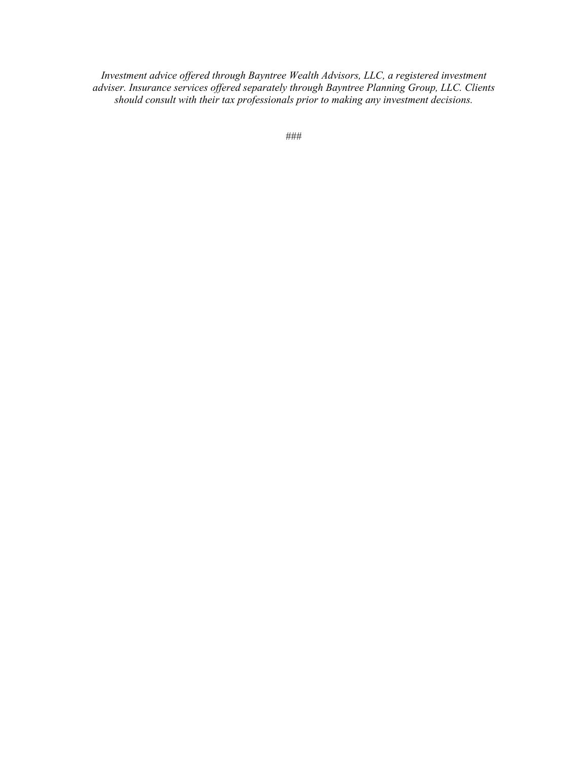*Investment advice offered through Bayntree Wealth Advisors, LLC, a registered investment adviser. Insurance services offered separately through Bayntree Planning Group, LLC. Clients should consult with their tax professionals prior to making any investment decisions.*

###